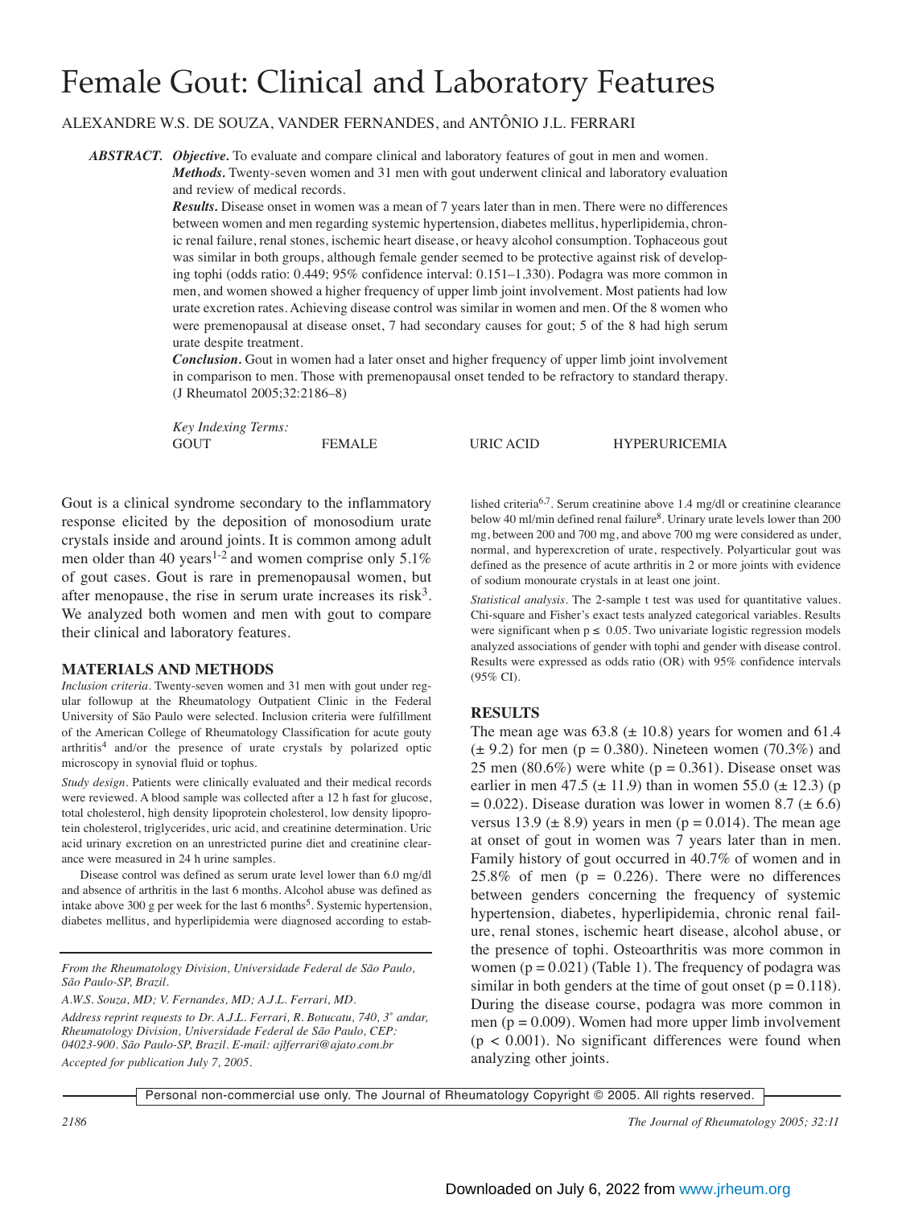# Female Gout: Clinical and Laboratory Features

ALEXANDRE W.S. DE SOUZA, VANDER FERNANDES, and ANTÔNIO J.L. FERRARI

***ABSTRACT.*** ***Objective.*** To evaluate and compare clinical and laboratory features of gout in men and women.

***Methods.*** Twenty-seven women and 31 men with gout underwent clinical and laboratory evaluation and review of medical records.

***Results.*** Disease onset in women was a mean of 7 years later than in men. There were no differences between women and men regarding systemic hypertension, diabetes mellitus, hyperlipidemia, chronic renal failure, renal stones, ischemic heart disease, or heavy alcohol consumption. Tophaceous gout was similar in both groups, although female gender seemed to be protective against risk of developing tophi (odds ratio: 0.449; 95% confidence interval: 0.151–1.330). Podagra was more common in men, and women showed a higher frequency of upper limb joint involvement. Most patients had low urate excretion rates. Achieving disease control was similar in women and men. Of the 8 women who were premenopausal at disease onset, 7 had secondary causes for gout; 5 of the 8 had high serum urate despite treatment.

***Conclusion.*** Gout in women had a later onset and higher frequency of upper limb joint involvement in comparison to men. Those with premenopausal onset tended to be refractory to standard therapy. (J Rheumatol 2005;32:2186–8)

*Key Indexing Terms:*
GOUT FEMALE URIC ACID HYPERURICEMIA

Gout is a clinical syndrome secondary to the inflammatory response elicited by the deposition of monosodium urate crystals inside and around joints. It is common among adult men older than 40 years[1-2] and women comprise only 5.1% of gout cases. Gout is rare in premenopausal women, but after menopause, the rise in serum urate increases its risk[3]. We analyzed both women and men with gout to compare their clinical and laboratory features.

## MATERIALS AND METHODS

*Inclusion criteria.* Twenty-seven women and 31 men with gout under regular followup at the Rheumatology Outpatient Clinic in the Federal University of São Paulo were selected. Inclusion criteria were fulfillment of the American College of Rheumatology Classification for acute gouty arthritis[4] and/or the presence of urate crystals by polarized optic microscopy in synovial fluid or tophus.

*Study design.* Patients were clinically evaluated and their medical records were reviewed. A blood sample was collected after a 12 h fast for glucose, total cholesterol, high density lipoprotein cholesterol, low density lipoprotein cholesterol, triglycerides, uric acid, and creatinine determination. Uric acid urinary excretion on an unrestricted purine diet and creatinine clearance were measured in 24 h urine samples.

Disease control was defined as serum urate level lower than 6.0 mg/dl and absence of arthritis in the last 6 months. Alcohol abuse was defined as intake above 300 g per week for the last 6 months[5]. Systemic hypertension, diabetes mellitus, and hyperlipidemia were diagnosed according to established criteria[6,7]. Serum creatinine above 1.4 mg/dl or creatinine clearance below 40 ml/min defined renal failure[8]. Urinary urate levels lower than 200 mg, between 200 and 700 mg, and above 700 mg were considered as under, normal, and hyperexcretion of urate, respectively. Polyarticular gout was defined as the presence of acute arthritis in 2 or more joints with evidence of sodium monourate crystals in at least one joint.

*Statistical analysis.* The 2-sample t test was used for quantitative values. Chi-square and Fisher's exact tests analyzed categorical variables. Results were significant when $p \leq 0.05$. Two univariate logistic regression models analyzed associations of gender with tophi and gender with disease control. Results were expressed as odds ratio (OR) with 95% confidence intervals (95% CI).

## RESULTS

The mean age was 63.8 (± 10.8) years for women and 61.4 (± 9.2) for men ($p = 0.380$). Nineteen women (70.3%) and 25 men (80.6%) were white ($p = 0.361$). Disease onset was earlier in men 47.5 (± 11.9) than in women 55.0 (± 12.3) ($p = 0.022$). Disease duration was lower in women 8.7 (± 6.6) versus 13.9 (± 8.9) years in men ($p = 0.014$). The mean age at onset of gout in women was 7 years later than in men. Family history of gout occurred in 40.7% of women and in 25.8% of men ($p = 0.226$). There were no differences between genders concerning the frequency of systemic hypertension, diabetes, hyperlipidemia, chronic renal failure, renal stones, ischemic heart disease, alcohol abuse, or the presence of tophi. Osteoarthritis was more common in women ($p = 0.021$) (Table 1). The frequency of podagra was similar in both genders at the time of gout onset ($p = 0.118$). During the disease course, podagra was more common in men ($p = 0.009$). Women had more upper limb involvement ($p < 0.001$). No significant differences were found when analyzing other joints.

*From the Rheumatology Division, Universidade Federal de São Paulo, São Paulo-SP, Brazil.*

*A.W.S. Souza, MD; V. Fernandes, MD; A.J.L. Ferrari, MD.*

*Address reprint requests to Dr. A.J.L. Ferrari, R. Botucatu, 740, 3° andar, Rheumatology Division, Universidade Federal de São Paulo, CEP: 04023-900. São Paulo-SP, Brazil. E-mail: ajlferrari@ajato.com.br*

*Accepted for publication July 7, 2005.*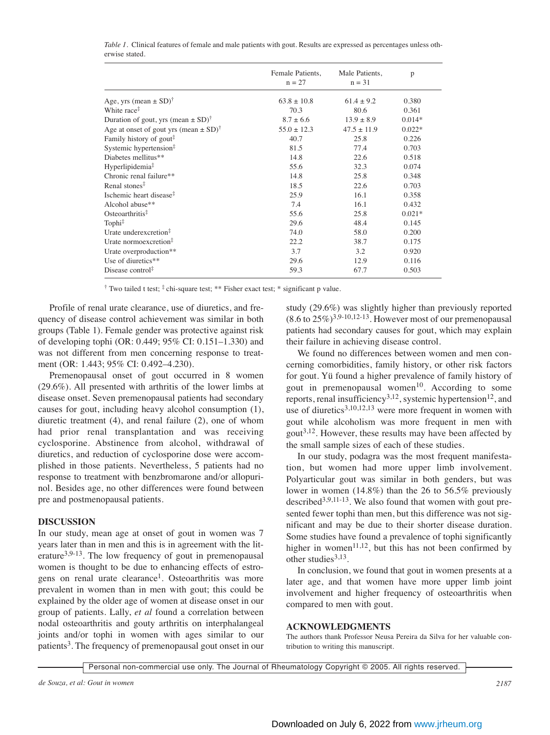*Table 1.* Clinical features of female and male patients with gout. Results are expressed as percentages unless otherwise stated.

| | Female Patients, n = 27 | Male Patients, n = 31 | p |
|---|---|---|---|
| Age, yrs (mean ± SD)† | 63.8 ± 10.8 | 61.4 ± 9.2 | 0.380 |
| White race‡ | 70.3 | 80.6 | 0.361 |
| Duration of gout, yrs (mean ± SD)† | 8.7 ± 6.6 | 13.9 ± 8.9 | 0.014* |
| Age at onset of gout yrs (mean ± SD)† | 55.0 ± 12.3 | 47.5 ± 11.9 | 0.022* |
| Family history of gout‡ | 40.7 | 25.8 | 0.226 |
| Systemic hypertension‡ | 81.5 | 77.4 | 0.703 |
| Diabetes mellitus** | 14.8 | 22.6 | 0.518 |
| Hyperlipidemia‡ | 55.6 | 32.3 | 0.074 |
| Chronic renal failure** | 14.8 | 25.8 | 0.348 |
| Renal stones‡ | 18.5 | 22.6 | 0.703 |
| Ischemic heart disease‡ | 25.9 | 16.1 | 0.358 |
| Alcohol abuse** | 7.4 | 16.1 | 0.432 |
| Osteoarthritis‡ | 55.6 | 25.8 | 0.021* |
| Tophi‡ | 29.6 | 48.4 | 0.145 |
| Urate underexcretion‡ | 74.0 | 58.0 | 0.200 |
| Urate normoexcretion‡ | 22.2 | 38.7 | 0.175 |
| Urate overproduction** | 3.7 | 3.2 | 0.920 |
| Use of diuretics** | 29.6 | 12.9 | 0.116 |
| Disease control‡ | 59.3 | 67.7 | 0.503 |

† Two tailed t test; ‡ chi-square test; ** Fisher exact test; * significant p value.

Profile of renal urate clearance, use of diuretics, and frequency of disease control achievement was similar in both groups (Table 1). Female gender was protective against risk of developing tophi (OR: 0.449; 95% CI: 0.151–1.330) and was not different from men concerning response to treatment (OR: 1.443; 95% CI: 0.492–4.230).

Premenopausal onset of gout occurred in 8 women (29.6%). All presented with arthritis of the lower limbs at disease onset. Seven premenopausal patients had secondary causes for gout, including heavy alcohol consumption (1), diuretic treatment (4), and renal failure (2), one of whom had prior renal transplantation and was receiving cyclosporine. Abstinence from alcohol, withdrawal of diuretics, and reduction of cyclosporine dose were accomplished in those patients. Nevertheless, 5 patients had no response to treatment with benzbromarone and/or allopurinol. Besides age, no other differences were found between pre and postmenopausal patients.

## DISCUSSION

In our study, mean age at onset of gout in women was 7 years later than in men and this is in agreement with the literature[3,9-13]. The low frequency of gout in premenopausal women is thought to be due to enhancing effects of estrogens on renal urate clearance[1]. Osteoarthritis was more prevalent in women than in men with gout; this could be explained by the older age of women at disease onset in our group of patients. Lally, *et al* found a correlation between nodal osteoarthritis and gouty arthritis on interphalangeal joints and/or tophi in women with ages similar to our patients[3]. The frequency of premenopausal gout onset in our study (29.6%) was slightly higher than previously reported (8.6 to 25%)[3,9-10,12-13]. However most of our premenopausal patients had secondary causes for gout, which may explain their failure in achieving disease control.

We found no differences between women and men concerning comorbidities, family history, or other risk factors for gout. Yü found a higher prevalence of family history of gout in premenopausal women[10]. According to some reports, renal insufficiency[3,12], systemic hypertension[12], and use of diuretics[3,10,12,13] were more frequent in women with gout while alcoholism was more frequent in men with gout[3,12]. However, these results may have been affected by the small sample sizes of each of these studies.

In our study, podagra was the most frequent manifestation, but women had more upper limb involvement. Polyarticular gout was similar in both genders, but was lower in women (14.8%) than the 26 to 56.5% previously described[3,9,11-13]. We also found that women with gout presented fewer tophi than men, but this difference was not significant and may be due to their shorter disease duration. Some studies have found a prevalence of tophi significantly higher in women[11,12], but this has not been confirmed by other studies[3,13].

In conclusion, we found that gout in women presents at a later age, and that women have more upper limb joint involvement and higher frequency of osteoarthritis when compared to men with gout.

## ACKNOWLEDGMENTS

The authors thank Professor Neusa Pereira da Silva for her valuable contribution to writing this manuscript.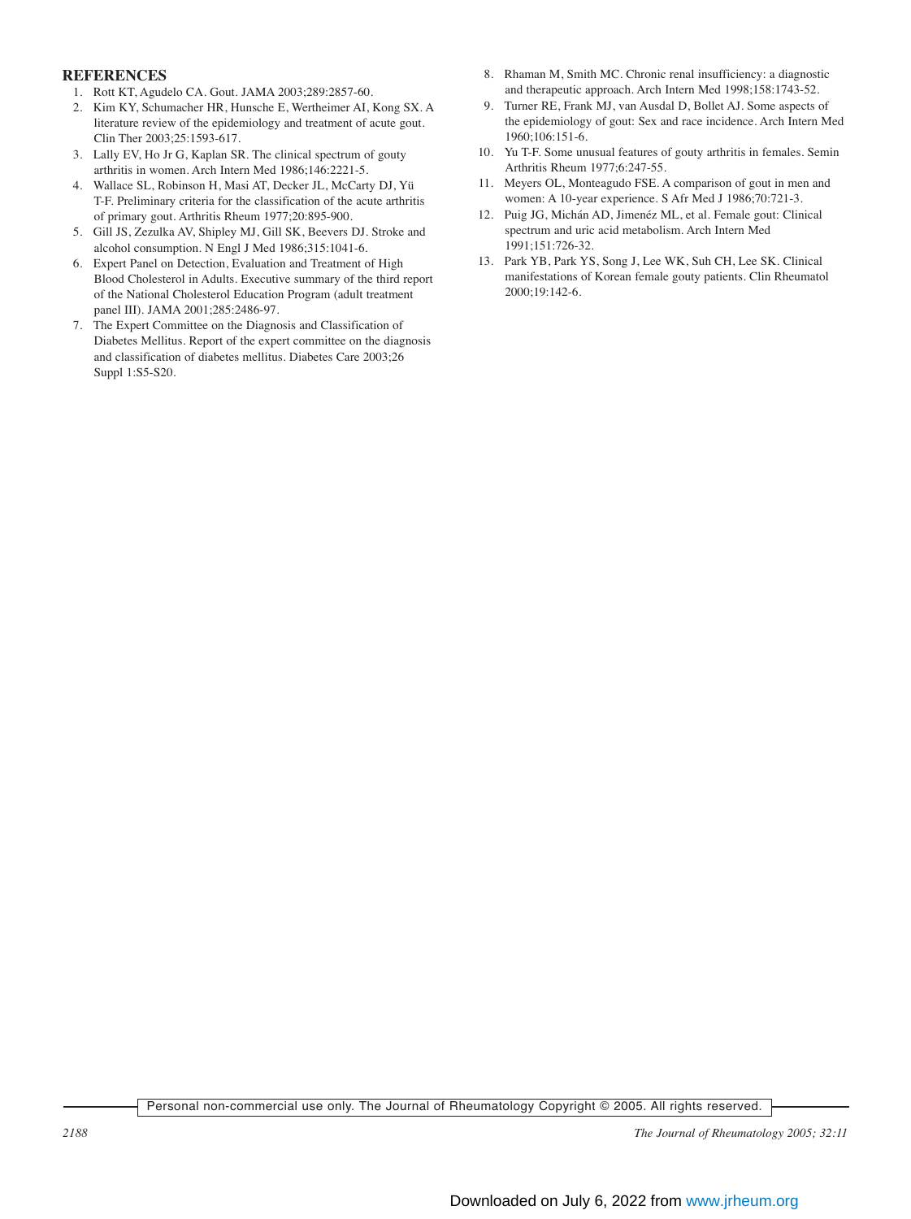## REFERENCES

1. Rott KT, Agudelo CA. Gout. JAMA 2003;289:2857-60.
2. Kim KY, Schumacher HR, Hunsche E, Wertheimer AI, Kong SX. A literature review of the epidemiology and treatment of acute gout. Clin Ther 2003;25:1593-617.
3. Lally EV, Ho Jr G, Kaplan SR. The clinical spectrum of gouty arthritis in women. Arch Intern Med 1986;146:2221-5.
4. Wallace SL, Robinson H, Masi AT, Decker JL, McCarty DJ, Yü T-F. Preliminary criteria for the classification of the acute arthritis of primary gout. Arthritis Rheum 1977;20:895-900.
5. Gill JS, Zezulka AV, Shipley MJ, Gill SK, Beevers DJ. Stroke and alcohol consumption. N Engl J Med 1986;315:1041-6.
6. Expert Panel on Detection, Evaluation and Treatment of High Blood Cholesterol in Adults. Executive summary of the third report of the National Cholesterol Education Program (adult treatment panel III). JAMA 2001;285:2486-97.
7. The Expert Committee on the Diagnosis and Classification of Diabetes Mellitus. Report of the expert committee on the diagnosis and classification of diabetes mellitus. Diabetes Care 2003;26 Suppl 1:S5-S20.
8. Rhaman M, Smith MC. Chronic renal insufficiency: a diagnostic and therapeutic approach. Arch Intern Med 1998;158:1743-52.
9. Turner RE, Frank MJ, van Ausdal D, Bollet AJ. Some aspects of the epidemiology of gout: Sex and race incidence. Arch Intern Med 1960;106:151-6.
10. Yu T-F. Some unusual features of gouty arthritis in females. Semin Arthritis Rheum 1977;6:247-55.
11. Meyers OL, Monteagudo FSE. A comparison of gout in men and women: A 10-year experience. S Afr Med J 1986;70:721-3.
12. Puig JG, Michán AD, Jimenéz ML, et al. Female gout: Clinical spectrum and uric acid metabolism. Arch Intern Med 1991;151:726-32.
13. Park YB, Park YS, Song J, Lee WK, Suh CH, Lee SK. Clinical manifestations of Korean female gouty patients. Clin Rheumatol 2000;19:142-6.